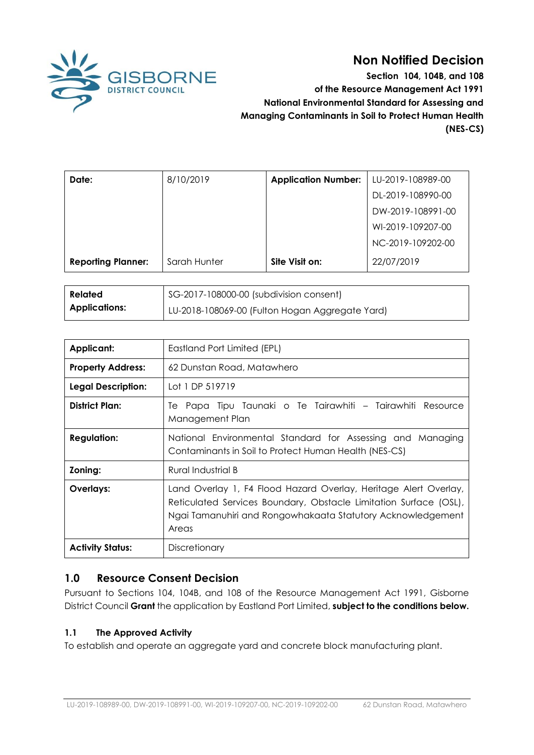GISBORNE DISTRICT COUNCIL

# Non Notified Decision

**Section 104, 104B, and 108**
**of the Resource Management Act 1991**
**National Environmental Standard for Assessing and Managing Contaminants in Soil to Protect Human Health (NES-CS)**

| **Date:** | 8/10/2019 | **Application Number:** | LU-2019-108989-00<br>DL-2019-108990-00<br>DW-2019-108991-00<br>WI-2019-109207-00<br>NC-2019-109202-00 |
|---|---|---|---|
| **Reporting Planner:** | Sarah Hunter | **Site Visit on:** | 22/07/2019 |

| **Related Applications:** | SG-2017-108000-00 (subdivision consent)<br>LU-2018-108069-00 (Fulton Hogan Aggregate Yard) |
|---|---|

| **Applicant:** | Eastland Port Limited (EPL) |
|---|---|
| **Property Address:** | 62 Dunstan Road, Matawhero |
| **Legal Description:** | Lot 1 DP 519719 |
| **District Plan:** | Te Papa Tipu Taunaki o Te Tairawhiti – Tairawhiti Resource Management Plan |
| **Regulation:** | National Environmental Standard for Assessing and Managing Contaminants in Soil to Protect Human Health (NES-CS) |
| **Zoning:** | Rural Industrial B |
| **Overlays:** | Land Overlay 1, F4 Flood Hazard Overlay, Heritage Alert Overlay, Reticulated Services Boundary, Obstacle Limitation Surface (OSL), Ngai Tamanuhiri and Rongowhakaata Statutory Acknowledgement Areas |
| **Activity Status:** | Discretionary |

## 1.0 Resource Consent Decision

Pursuant to Sections 104, 104B, and 108 of the Resource Management Act 1991, Gisborne District Council **Grant** the application by Eastland Port Limited, **subject to the conditions below.**

### 1.1 The Approved Activity

To establish and operate an aggregate yard and concrete block manufacturing plant.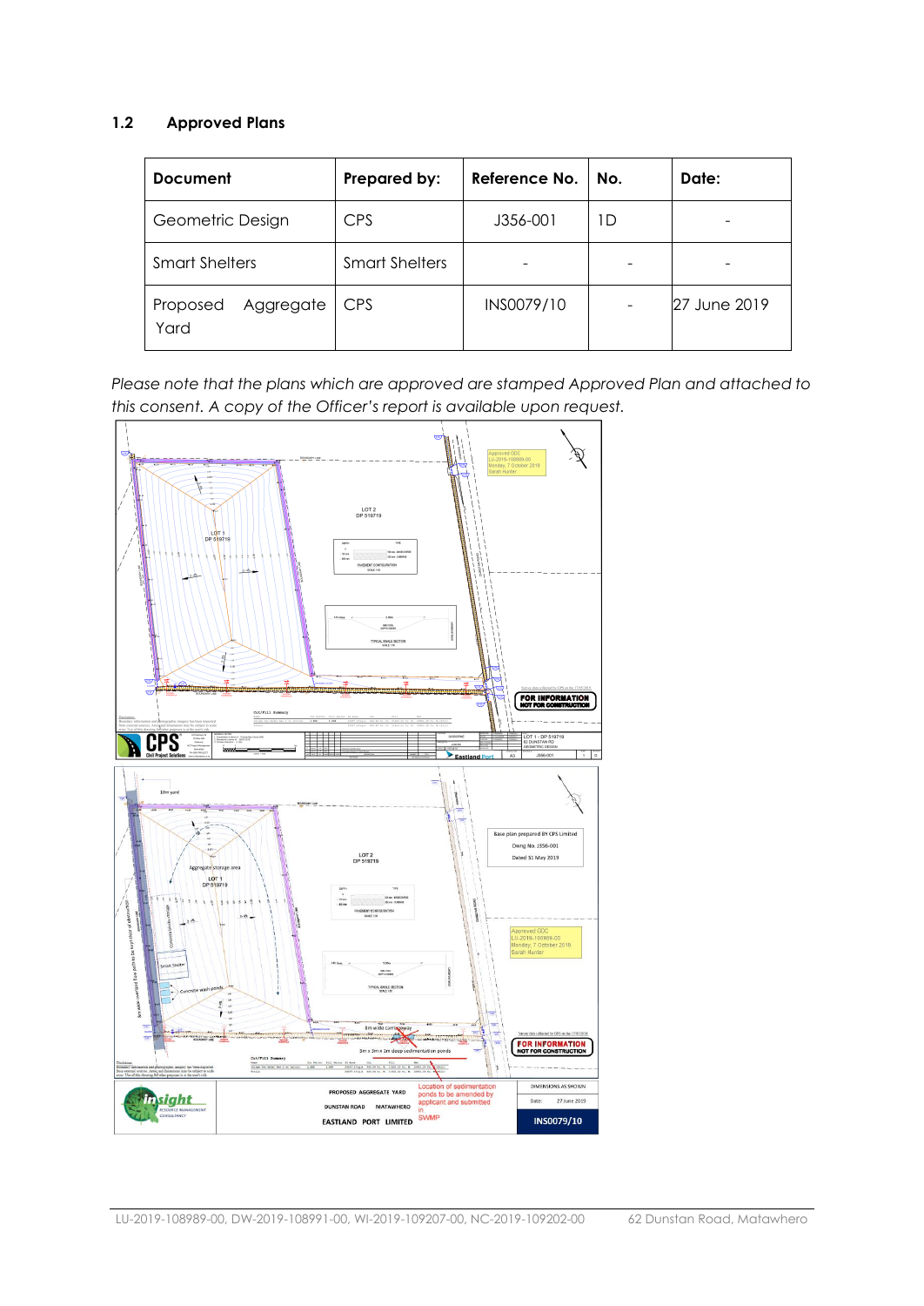## 1.2 Approved Plans

| Document | Prepared by: | Reference No. | No. | Date: |
|---|---|---|---|---|
| Geometric Design | CPS | J356-001 | 1D | - |
| Smart Shelters | Smart Shelters | - | - | - |
| Proposed Aggregate Yard | CPS | INS0079/10 | - | 27 June 2019 |

*Please note that the plans which are approved are stamped Approved Plan and attached to this consent. A copy of the Officer's report is available upon request.*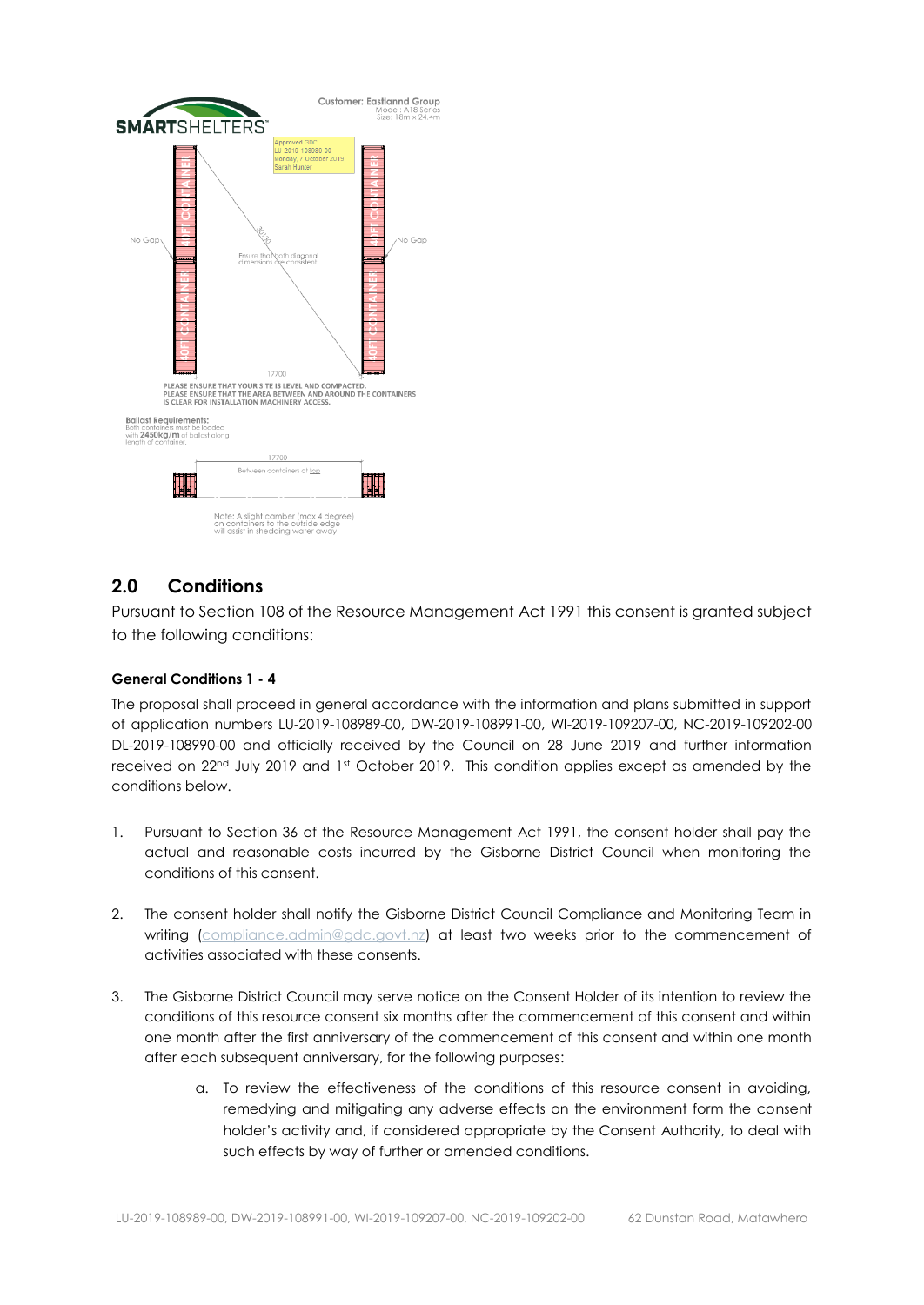**SMARTSHELTERS**™

Customer: Eastlannd Group
Model: A18 Series
Size: 18m x 24.4m

Approved GDC
LU-2019-108989-00
Monday, 7 October 2019
Sarah Hunter

40FT CONTAINER

No Gap

30130

Ensure that both diagonal dimensions are consistent

17700

PLEASE ENSURE THAT YOUR SITE IS LEVEL AND COMPACTED.
PLEASE ENSURE THAT THE AREA BETWEEN AND AROUND THE CONTAINERS IS CLEAR FOR INSTALLATION MACHINERY ACCESS.

**Ballast Requirements:**
Both containers must be loaded with **2450kg/m** of ballast along length of container.

17700
Between containers at top

Note: A slight camber (max 4 degree) on containers to the outside edge will assist in shedding water away

## 2.0 Conditions

Pursuant to Section 108 of the Resource Management Act 1991 this consent is granted subject to the following conditions:

**General Conditions 1 - 4**

The proposal shall proceed in general accordance with the information and plans submitted in support of application numbers LU-2019-108989-00, DW-2019-108991-00, WI-2019-109207-00, NC-2019-109202-00 DL-2019-108990-00 and officially received by the Council on 28 June 2019 and further information received on 22nd July 2019 and 1st October 2019. This condition applies except as amended by the conditions below.

1. Pursuant to Section 36 of the Resource Management Act 1991, the consent holder shall pay the actual and reasonable costs incurred by the Gisborne District Council when monitoring the conditions of this consent.

2. The consent holder shall notify the Gisborne District Council Compliance and Monitoring Team in writing (compliance.admin@gdc.govt.nz) at least two weeks prior to the commencement of activities associated with these consents.

3. The Gisborne District Council may serve notice on the Consent Holder of its intention to review the conditions of this resource consent six months after the commencement of this consent and within one month after the first anniversary of the commencement of this consent and within one month after each subsequent anniversary, for the following purposes:

    a. To review the effectiveness of the conditions of this resource consent in avoiding, remedying and mitigating any adverse effects on the environment form the consent holder's activity and, if considered appropriate by the Consent Authority, to deal with such effects by way of further or amended conditions.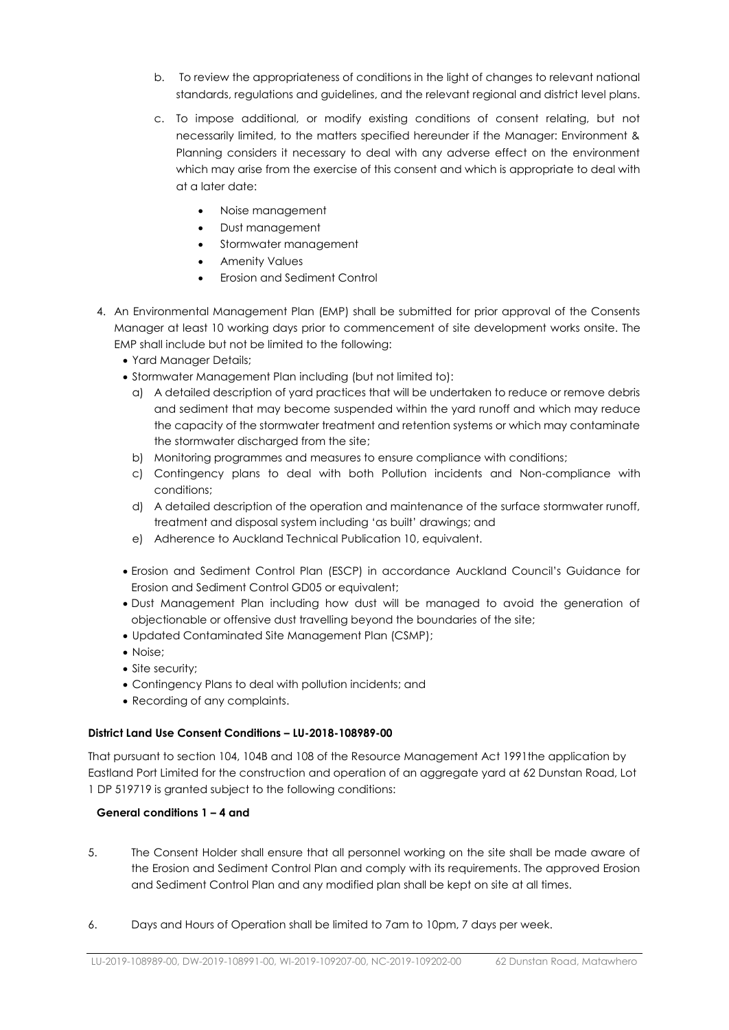b. To review the appropriateness of conditions in the light of changes to relevant national standards, regulations and guidelines, and the relevant regional and district level plans.

c. To impose additional, or modify existing conditions of consent relating, but not necessarily limited, to the matters specified hereunder if the Manager: Environment & Planning considers it necessary to deal with any adverse effect on the environment which may arise from the exercise of this consent and which is appropriate to deal with at a later date:

   - Noise management
   - Dust management
   - Stormwater management
   - Amenity Values
   - Erosion and Sediment Control

4. An Environmental Management Plan (EMP) shall be submitted for prior approval of the Consents Manager at least 10 working days prior to commencement of site development works onsite. The EMP shall include but not be limited to the following:
   - Yard Manager Details;
   - Stormwater Management Plan including (but not limited to):
     a) A detailed description of yard practices that will be undertaken to reduce or remove debris and sediment that may become suspended within the yard runoff and which may reduce the capacity of the stormwater treatment and retention systems or which may contaminate the stormwater discharged from the site;
     b) Monitoring programmes and measures to ensure compliance with conditions;
     c) Contingency plans to deal with both Pollution incidents and Non-compliance with conditions;
     d) A detailed description of the operation and maintenance of the surface stormwater runoff, treatment and disposal system including 'as built' drawings; and
     e) Adherence to Auckland Technical Publication 10, equivalent.
   - Erosion and Sediment Control Plan (ESCP) in accordance Auckland Council's Guidance for Erosion and Sediment Control GD05 or equivalent;
   - Dust Management Plan including how dust will be managed to avoid the generation of objectionable or offensive dust travelling beyond the boundaries of the site;
   - Updated Contaminated Site Management Plan (CSMP);
   - Noise;
   - Site security;
   - Contingency Plans to deal with pollution incidents; and
   - Recording of any complaints.

**District Land Use Consent Conditions – LU-2018-108989-00**

That pursuant to section 104, 104B and 108 of the Resource Management Act 1991the application by Eastland Port Limited for the construction and operation of an aggregate yard at 62 Dunstan Road, Lot 1 DP 519719 is granted subject to the following conditions:

**General conditions 1 – 4 and**

5. The Consent Holder shall ensure that all personnel working on the site shall be made aware of the Erosion and Sediment Control Plan and comply with its requirements. The approved Erosion and Sediment Control Plan and any modified plan shall be kept on site at all times.

6. Days and Hours of Operation shall be limited to 7am to 10pm, 7 days per week.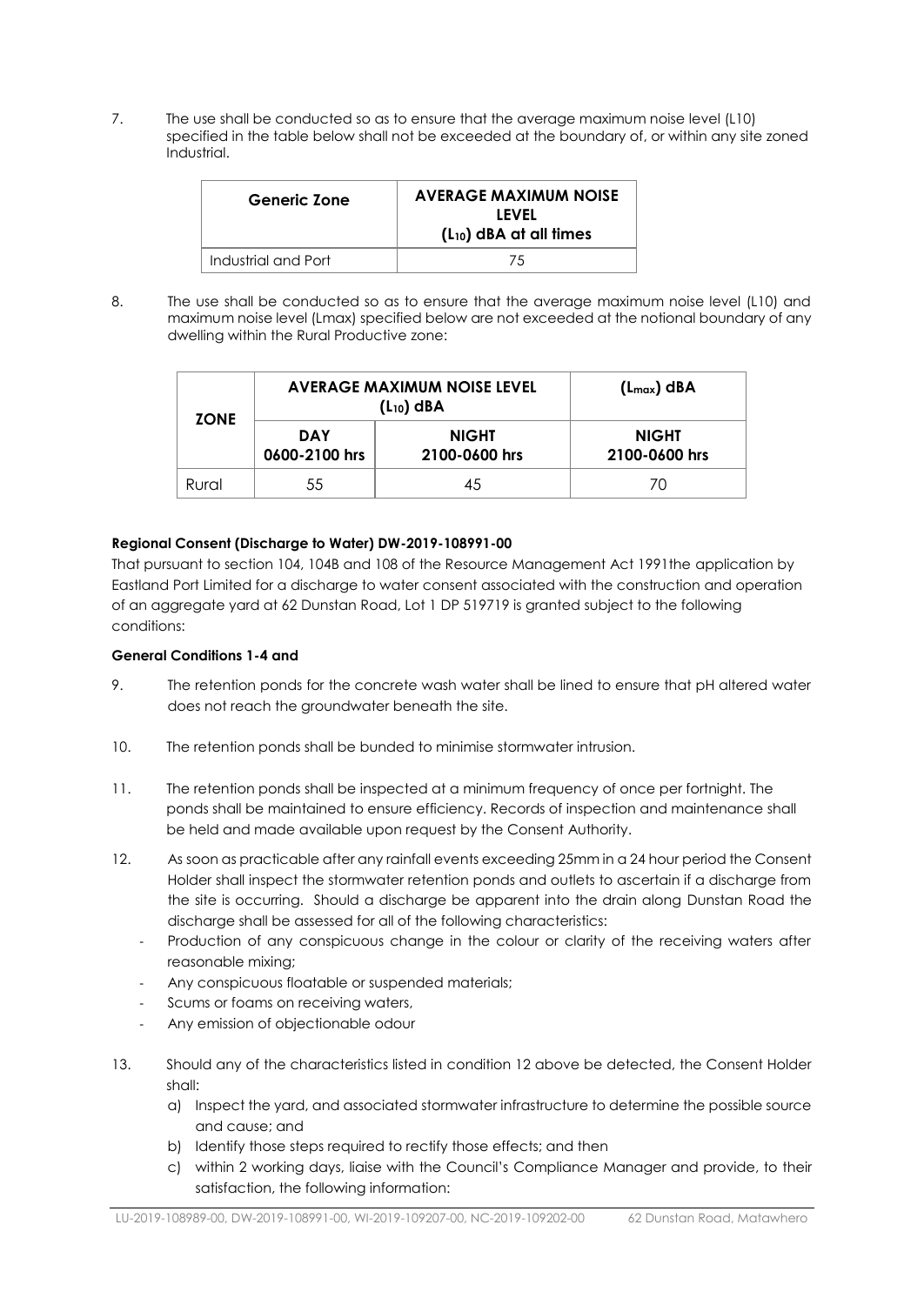7. The use shall be conducted so as to ensure that the average maximum noise level (L10) specified in the table below shall not be exceeded at the boundary of, or within any site zoned Industrial.

| Generic Zone | AVERAGE MAXIMUM NOISE LEVEL ($L_{10}$) dBA at all times |
| --- | --- |
| Industrial and Port | 75 |

8. The use shall be conducted so as to ensure that the average maximum noise level (L10) and maximum noise level (Lmax) specified below are not exceeded at the notional boundary of any dwelling within the Rural Productive zone:

| ZONE | AVERAGE MAXIMUM NOISE LEVEL ($L_{10}$) dBA | | ($L_{max}$) dBA |
| --- | --- | --- | --- |
| | DAY 0600-2100 hrs | NIGHT 2100-0600 hrs | NIGHT 2100-0600 hrs |
| Rural | 55 | 45 | 70 |

**Regional Consent (Discharge to Water) DW-2019-108991-00**

That pursuant to section 104, 104B and 108 of the Resource Management Act 1991the application by Eastland Port Limited for a discharge to water consent associated with the construction and operation of an aggregate yard at 62 Dunstan Road, Lot 1 DP 519719 is granted subject to the following conditions:

**General Conditions 1-4 and**

9. The retention ponds for the concrete wash water shall be lined to ensure that pH altered water does not reach the groundwater beneath the site.

10. The retention ponds shall be bunded to minimise stormwater intrusion.

11. The retention ponds shall be inspected at a minimum frequency of once per fortnight. The ponds shall be maintained to ensure efficiency. Records of inspection and maintenance shall be held and made available upon request by the Consent Authority.

12. As soon as practicable after any rainfall events exceeding 25mm in a 24 hour period the Consent Holder shall inspect the stormwater retention ponds and outlets to ascertain if a discharge from the site is occurring. Should a discharge be apparent into the drain along Dunstan Road the discharge shall be assessed for all of the following characteristics:
    - Production of any conspicuous change in the colour or clarity of the receiving waters after reasonable mixing;
    - Any conspicuous floatable or suspended materials;
    - Scums or foams on receiving waters,
    - Any emission of objectionable odour

13. Should any of the characteristics listed in condition 12 above be detected, the Consent Holder shall:
    a) Inspect the yard, and associated stormwater infrastructure to determine the possible source and cause; and
    b) Identify those steps required to rectify those effects; and then
    c) within 2 working days, liaise with the Council's Compliance Manager and provide, to their satisfaction, the following information: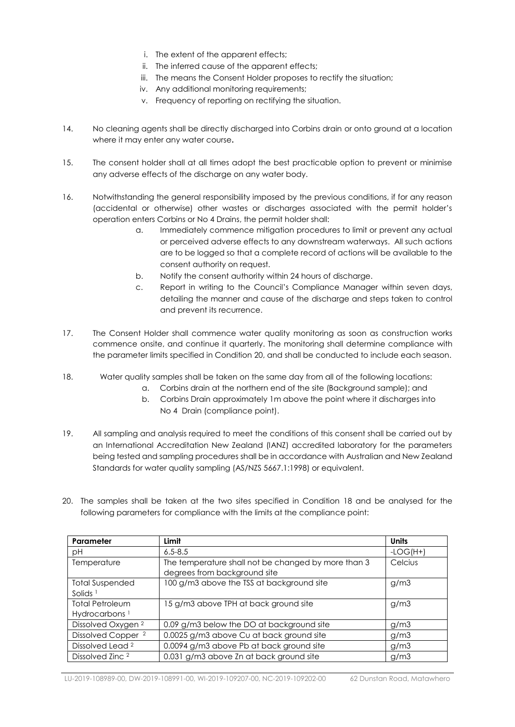i. The extent of the apparent effects;
ii. The inferred cause of the apparent effects;
iii. The means the Consent Holder proposes to rectify the situation;
iv. Any additional monitoring requirements;
v. Frequency of reporting on rectifying the situation.

14. No cleaning agents shall be directly discharged into Corbins drain or onto ground at a location where it may enter any water course**.**

15. The consent holder shall at all times adopt the best practicable option to prevent or minimise any adverse effects of the discharge on any water body.

16. Notwithstanding the general responsibility imposed by the previous conditions, if for any reason (accidental or otherwise) other wastes or discharges associated with the permit holder's operation enters Corbins or No 4 Drains, the permit holder shall:
   a. Immediately commence mitigation procedures to limit or prevent any actual or perceived adverse effects to any downstream waterways. All such actions are to be logged so that a complete record of actions will be available to the consent authority on request.
   b. Notify the consent authority within 24 hours of discharge.
   c. Report in writing to the Council's Compliance Manager within seven days, detailing the manner and cause of the discharge and steps taken to control and prevent its recurrence.

17. The Consent Holder shall commence water quality monitoring as soon as construction works commence onsite, and continue it quarterly. The monitoring shall determine compliance with the parameter limits specified in Condition 20, and shall be conducted to include each season.

18. Water quality samples shall be taken on the same day from all of the following locations:
   a. Corbins drain at the northern end of the site (Background sample); and
   b. Corbins Drain approximately 1m above the point where it discharges into No 4 Drain (compliance point).

19. All sampling and analysis required to meet the conditions of this consent shall be carried out by an International Accreditation New Zealand (IANZ) accredited laboratory for the parameters being tested and sampling procedures shall be in accordance with Australian and New Zealand Standards for water quality sampling (AS/NZS 5667.1:1998) or equivalent.

20. The samples shall be taken at the two sites specified in Condition 18 and be analysed for the following parameters for compliance with the limits at the compliance point:

| Parameter | Limit | Units |
|---|---|---|
| pH | 6.5-8.5 | -LOG(H+) |
| Temperature | The temperature shall not be changed by more than 3 degrees from background site | Celcius |
| Total Suspended Solids [1] | 100 g/m3 above the TSS at background site | g/m3 |
| Total Petroleum Hydrocarbons [1] | 15 g/m3 above TPH at back ground site | g/m3 |
| Dissolved Oxygen [2] | 0.09 g/m3 below the DO at background site | g/m3 |
| Dissolved Copper [2] | 0.0025 g/m3 above Cu at back ground site | g/m3 |
| Dissolved Lead [2] | 0.0094 g/m3 above Pb at back ground site | g/m3 |
| Dissolved Zinc [2] | 0.031 g/m3 above Zn at back ground site | g/m3 |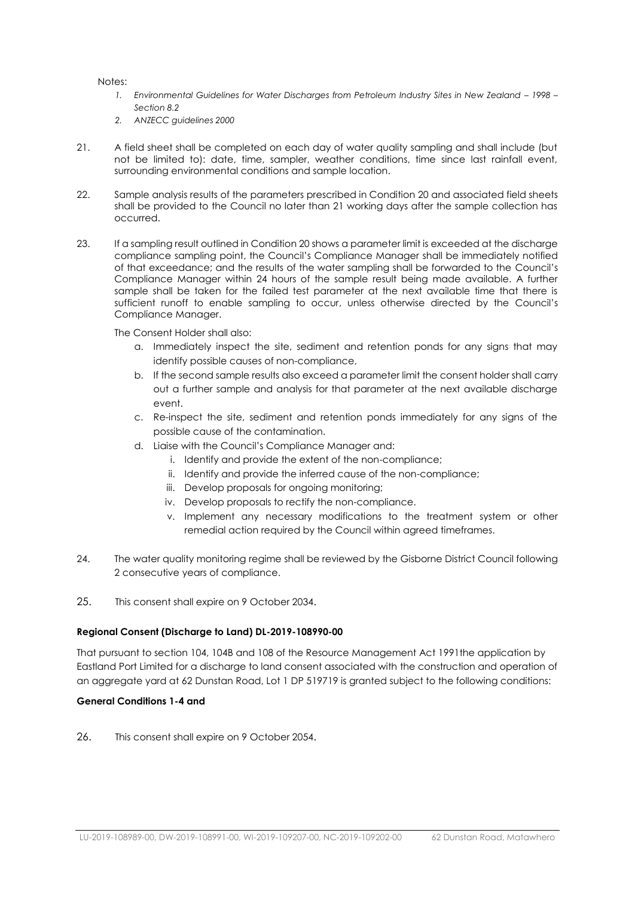Notes:

1. *Environmental Guidelines for Water Discharges from Petroleum Industry Sites in New Zealand – 1998 – Section 8.2*
2. *ANZECC guidelines 2000*

21. A field sheet shall be completed on each day of water quality sampling and shall include (but not be limited to): date, time, sampler, weather conditions, time since last rainfall event, surrounding environmental conditions and sample location.

22. Sample analysis results of the parameters prescribed in Condition 20 and associated field sheets shall be provided to the Council no later than 21 working days after the sample collection has occurred.

23. If a sampling result outlined in Condition 20 shows a parameter limit is exceeded at the discharge compliance sampling point, the Council's Compliance Manager shall be immediately notified of that exceedance; and the results of the water sampling shall be forwarded to the Council's Compliance Manager within 24 hours of the sample result being made available. A further sample shall be taken for the failed test parameter at the next available time that there is sufficient runoff to enable sampling to occur, unless otherwise directed by the Council's Compliance Manager.

    The Consent Holder shall also:

    a. Immediately inspect the site, sediment and retention ponds for any signs that may identify possible causes of non-compliance,
    b. If the second sample results also exceed a parameter limit the consent holder shall carry out a further sample and analysis for that parameter at the next available discharge event.
    c. Re-inspect the site, sediment and retention ponds immediately for any signs of the possible cause of the contamination.
    d. Liaise with the Council's Compliance Manager and:
        i. Identify and provide the extent of the non-compliance;
        ii. Identify and provide the inferred cause of the non-compliance;
        iii. Develop proposals for ongoing monitoring;
        iv. Develop proposals to rectify the non-compliance.
        v. Implement any necessary modifications to the treatment system or other remedial action required by the Council within agreed timeframes.

24. The water quality monitoring regime shall be reviewed by the Gisborne District Council following 2 consecutive years of compliance.

25. This consent shall expire on 9 October 2034.

**Regional Consent (Discharge to Land) DL-2019-108990-00**

That pursuant to section 104, 104B and 108 of the Resource Management Act 1991the application by Eastland Port Limited for a discharge to land consent associated with the construction and operation of an aggregate yard at 62 Dunstan Road, Lot 1 DP 519719 is granted subject to the following conditions:

**General Conditions 1-4 and**

26. This consent shall expire on 9 October 2054.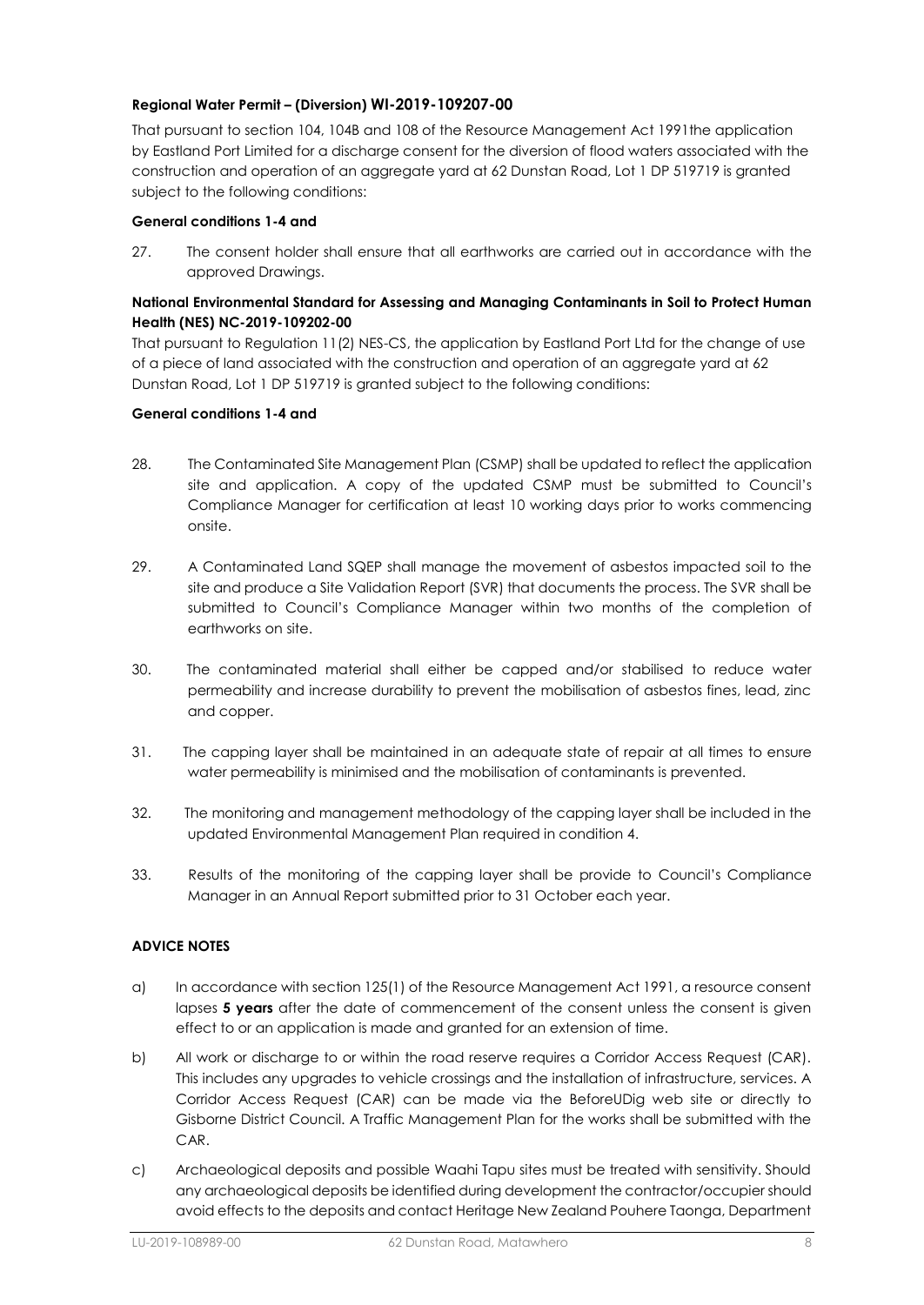**Regional Water Permit – (Diversion) WI-2019-109207-00**

That pursuant to section 104, 104B and 108 of the Resource Management Act 1991the application by Eastland Port Limited for a discharge consent for the diversion of flood waters associated with the construction and operation of an aggregate yard at 62 Dunstan Road, Lot 1 DP 519719 is granted subject to the following conditions:

**General conditions 1-4 and**

27. The consent holder shall ensure that all earthworks are carried out in accordance with the approved Drawings.

**National Environmental Standard for Assessing and Managing Contaminants in Soil to Protect Human Health (NES) NC-2019-109202-00**

That pursuant to Regulation 11(2) NES-CS, the application by Eastland Port Ltd for the change of use of a piece of land associated with the construction and operation of an aggregate yard at 62 Dunstan Road, Lot 1 DP 519719 is granted subject to the following conditions:

**General conditions 1-4 and**

28. The Contaminated Site Management Plan (CSMP) shall be updated to reflect the application site and application. A copy of the updated CSMP must be submitted to Council's Compliance Manager for certification at least 10 working days prior to works commencing onsite.

29. A Contaminated Land SQEP shall manage the movement of asbestos impacted soil to the site and produce a Site Validation Report (SVR) that documents the process. The SVR shall be submitted to Council's Compliance Manager within two months of the completion of earthworks on site.

30. The contaminated material shall either be capped and/or stabilised to reduce water permeability and increase durability to prevent the mobilisation of asbestos fines, lead, zinc and copper.

31. The capping layer shall be maintained in an adequate state of repair at all times to ensure water permeability is minimised and the mobilisation of contaminants is prevented.

32. The monitoring and management methodology of the capping layer shall be included in the updated Environmental Management Plan required in condition 4.

33. Results of the monitoring of the capping layer shall be provide to Council's Compliance Manager in an Annual Report submitted prior to 31 October each year.

**ADVICE NOTES**

a) In accordance with section 125(1) of the Resource Management Act 1991, a resource consent lapses **5 years** after the date of commencement of the consent unless the consent is given effect to or an application is made and granted for an extension of time.

b) All work or discharge to or within the road reserve requires a Corridor Access Request (CAR). This includes any upgrades to vehicle crossings and the installation of infrastructure, services. A Corridor Access Request (CAR) can be made via the BeforeUDig web site or directly to Gisborne District Council. A Traffic Management Plan for the works shall be submitted with the CAR.

c) Archaeological deposits and possible Waahi Tapu sites must be treated with sensitivity. Should any archaeological deposits be identified during development the contractor/occupier should avoid effects to the deposits and contact Heritage New Zealand Pouhere Taonga, Department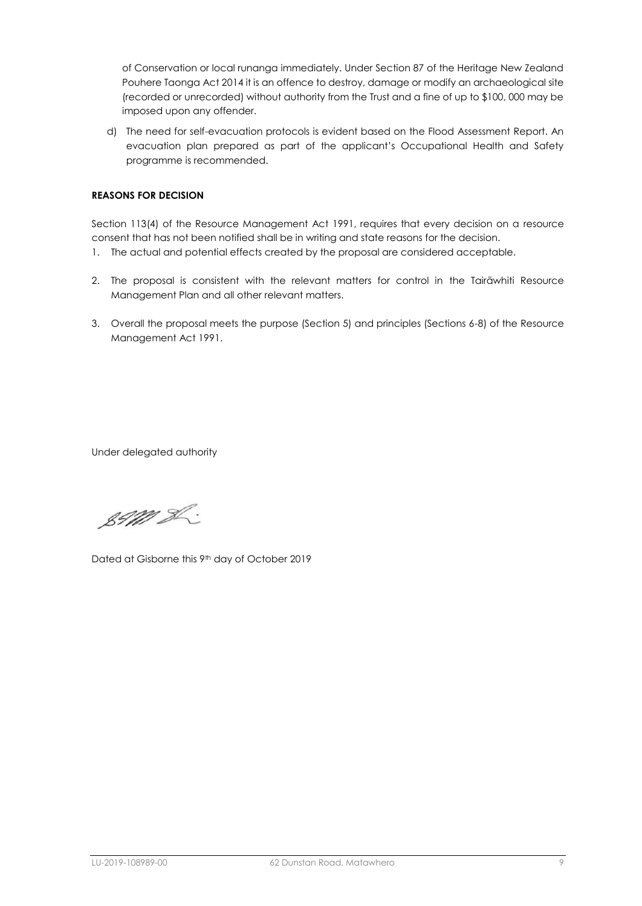of Conservation or local runanga immediately. Under Section 87 of the Heritage New Zealand Pouhere Taonga Act 2014 it is an offence to destroy, damage or modify an archaeological site (recorded or unrecorded) without authority from the Trust and a fine of up to $100, 000 may be imposed upon any offender.

d) The need for self-evacuation protocols is evident based on the Flood Assessment Report. An evacuation plan prepared as part of the applicant's Occupational Health and Safety programme is recommended.

**REASONS FOR DECISION**

Section 113(4) of the Resource Management Act 1991, requires that every decision on a resource consent that has not been notified shall be in writing and state reasons for the decision.

1. The actual and potential effects created by the proposal are considered acceptable.

2. The proposal is consistent with the relevant matters for control in the Tairāwhiti Resource Management Plan and all other relevant matters.

3. Overall the proposal meets the purpose (Section 5) and principles (Sections 6-8) of the Resource Management Act 1991.

Under delegated authority

Dated at Gisborne this 9th day of October 2019